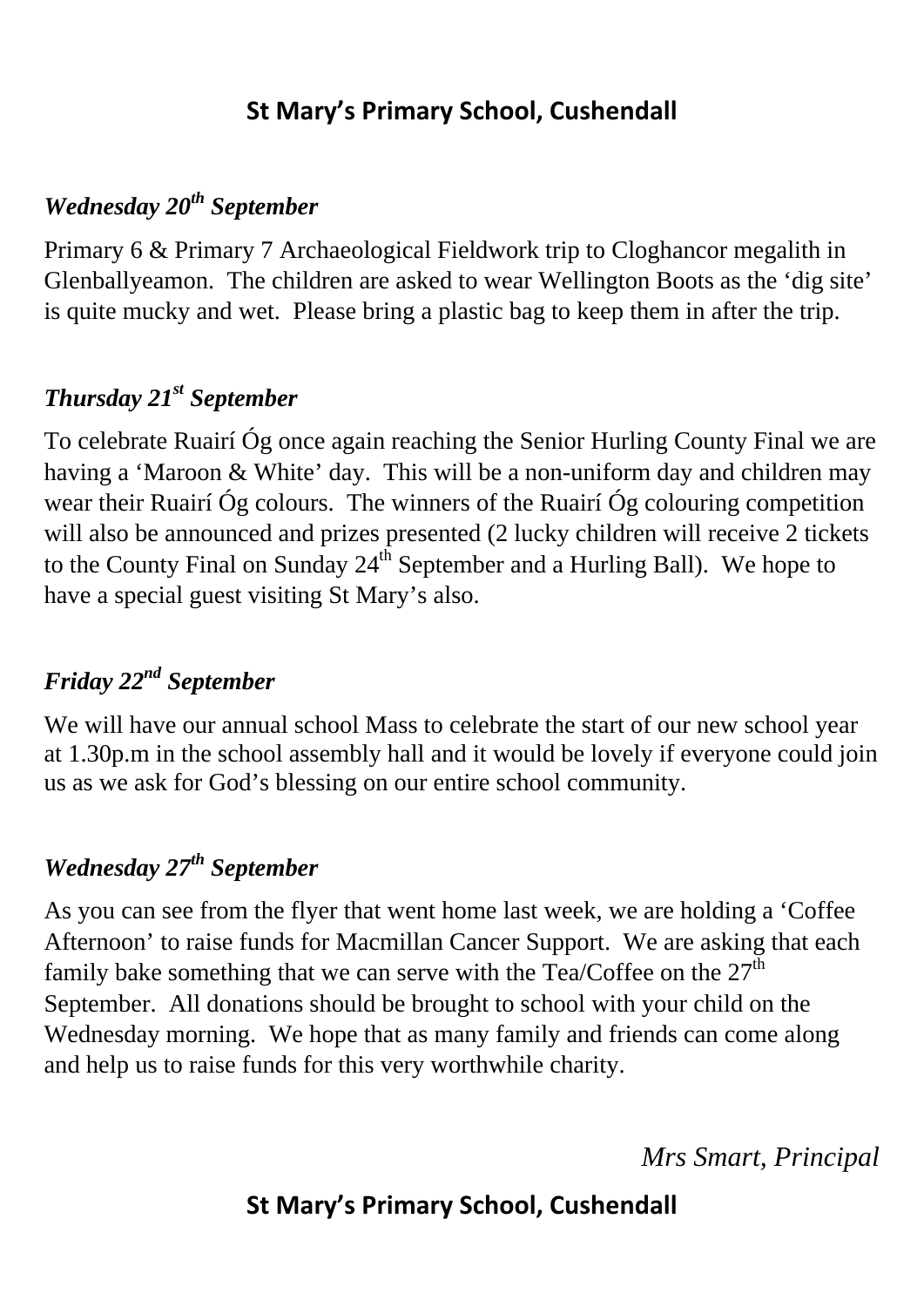# St Mary's Primary School, Cushendall

### *Wednesday 20th September*

Primary 6 & Primary 7 Archaeological Fieldwork trip to Cloghancor megalith in Glenballyeamon. The children are asked to wear Wellington Boots as the 'dig site' is quite mucky and wet. Please bring a plastic bag to keep them in after the trip.

### *Thursday 21st September*

To celebrate Ruairí Óg once again reaching the Senior Hurling County Final we are having a 'Maroon & White' day. This will be a non-uniform day and children may wear their Ruairí Óg colours. The winners of the Ruairí Óg colouring competition will also be announced and prizes presented (2 lucky children will receive 2 tickets to the County Final on Sunday 24th September and a Hurling Ball). We hope to have a special guest visiting St Mary's also.

### *Friday 22nd September*

We will have our annual school Mass to celebrate the start of our new school year at 1.30p.m in the school assembly hall and it would be lovely if everyone could join us as we ask for God's blessing on our entire school community.

### *Wednesday 27th September*

As you can see from the flyer that went home last week, we are holding a 'Coffee Afternoon' to raise funds for Macmillan Cancer Support. We are asking that each family bake something that we can serve with the Tea/Coffee on the 27th September. All donations should be brought to school with your child on the Wednesday morning. We hope that as many family and friends can come along and help us to raise funds for this very worthwhile charity.

*Mrs Smart, Principal*

**St Mary's Primary School, Cushendall**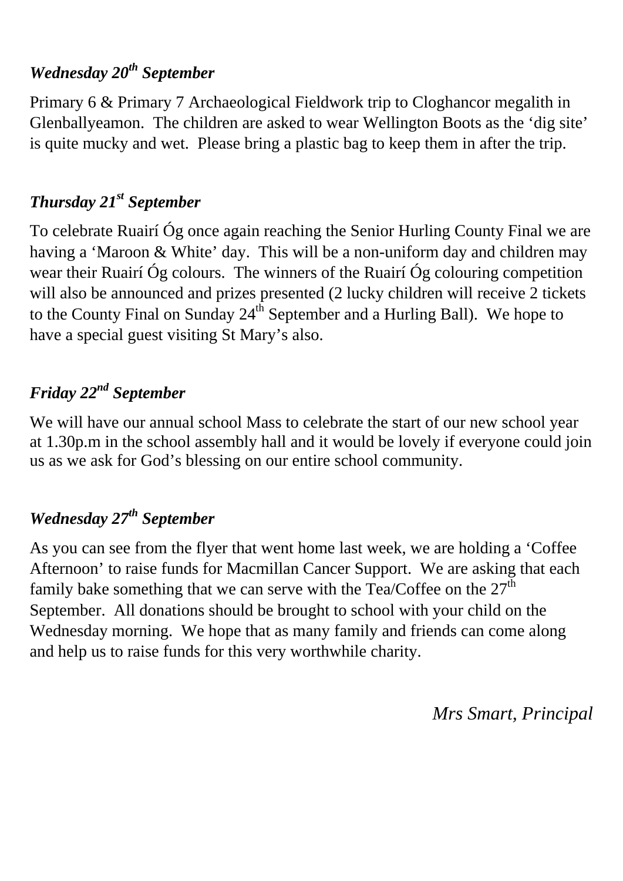***Wednesday 20th September***

Primary 6 & Primary 7 Archaeological Fieldwork trip to Cloghancor megalith in Glenballyeamon. The children are asked to wear Wellington Boots as the 'dig site' is quite mucky and wet. Please bring a plastic bag to keep them in after the trip.

***Thursday 21st September***

To celebrate Ruairí Óg once again reaching the Senior Hurling County Final we are having a 'Maroon & White' day. This will be a non-uniform day and children may wear their Ruairí Óg colours. The winners of the Ruairí Óg colouring competition will also be announced and prizes presented (2 lucky children will receive 2 tickets to the County Final on Sunday 24th September and a Hurling Ball). We hope to have a special guest visiting St Mary's also.

***Friday 22nd September***

We will have our annual school Mass to celebrate the start of our new school year at 1.30p.m in the school assembly hall and it would be lovely if everyone could join us as we ask for God's blessing on our entire school community.

***Wednesday 27th September***

As you can see from the flyer that went home last week, we are holding a 'Coffee Afternoon' to raise funds for Macmillan Cancer Support. We are asking that each family bake something that we can serve with the Tea/Coffee on the 27th September. All donations should be brought to school with your child on the Wednesday morning. We hope that as many family and friends can come along and help us to raise funds for this very worthwhile charity.

*Mrs Smart, Principal*